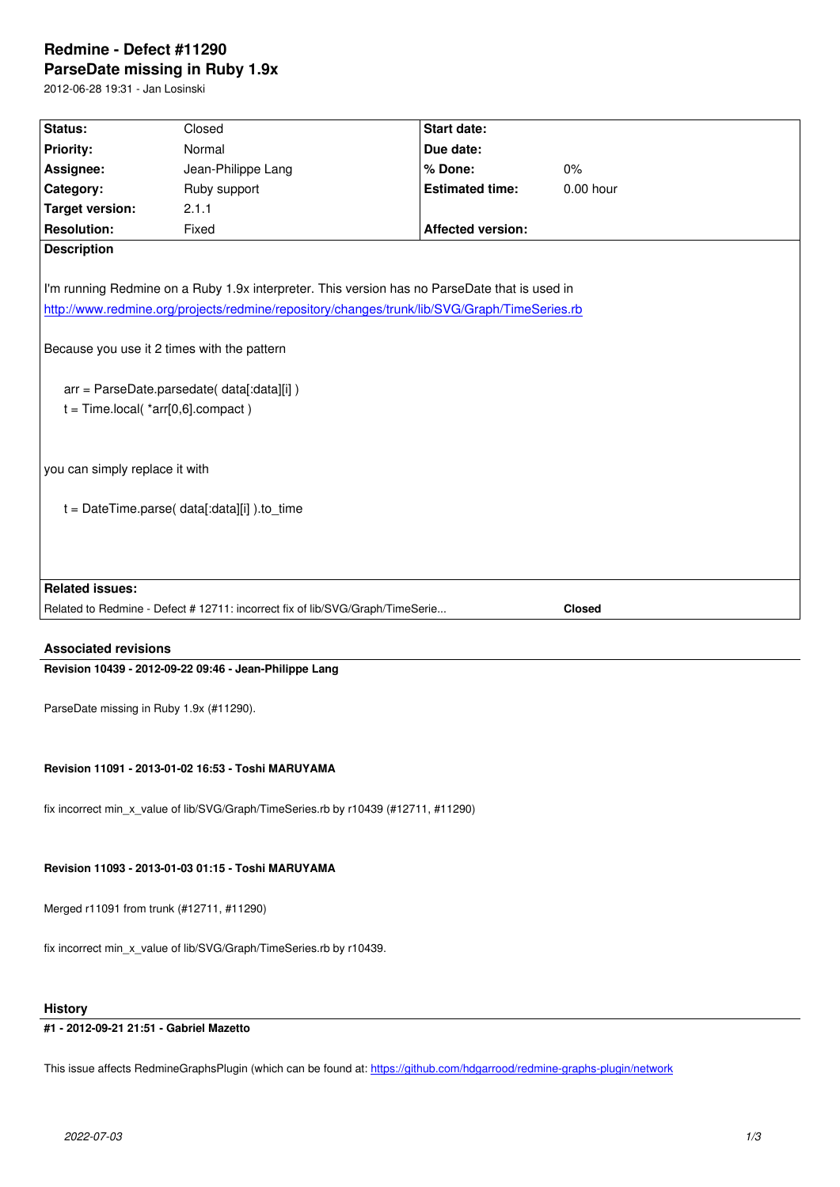# Redmine - Defect #11290
# ParseDate missing in Ruby 1.9x

2012-06-28 19:31 - Jan Losinski

| | | | |
|---|---|---|---|
| **Status:** | Closed | **Start date:** | |
| **Priority:** | Normal | **Due date:** | |
| **Assignee:** | Jean-Philippe Lang | **% Done:** | 0% |
| **Category:** | Ruby support | **Estimated time:** | 0.00 hour |
| **Target version:** | 2.1.1 | | |
| **Resolution:** | Fixed | **Affected version:** | |

**Description**

I'm running Redmine on a Ruby 1.9x interpreter. This version has no ParseDate that is used in http://www.redmine.org/projects/redmine/repository/changes/trunk/lib/SVG/Graph/TimeSeries.rb

Because you use it 2 times with the pattern

```
arr = ParseDate.parsedate( data[:data][i] )
t = Time.local( *arr[0,6].compact )
```

you can simply replace it with

```
t = DateTime.parse( data[:data][i] ).to_time
```

**Related issues:**

| | |
|---|---|
| Related to Redmine - Defect # 12711: incorrect fix of lib/SVG/Graph/TimeSerie... | **Closed** |

### Associated revisions

**Revision 10439 - 2012-09-22 09:46 - Jean-Philippe Lang**

ParseDate missing in Ruby 1.9x (#11290).

**Revision 11091 - 2013-01-02 16:53 - Toshi MARUYAMA**

fix incorrect min_x_value of lib/SVG/Graph/TimeSeries.rb by r10439 (#12711, #11290)

**Revision 11093 - 2013-01-03 01:15 - Toshi MARUYAMA**

Merged r11091 from trunk (#12711, #11290)

fix incorrect min_x_value of lib/SVG/Graph/TimeSeries.rb by r10439.

### History

**#1 - 2012-09-21 21:51 - Gabriel Mazetto**

This issue affects RedmineGraphsPlugin (which can be found at: https://github.com/hdgarrood/redmine-graphs-plugin/network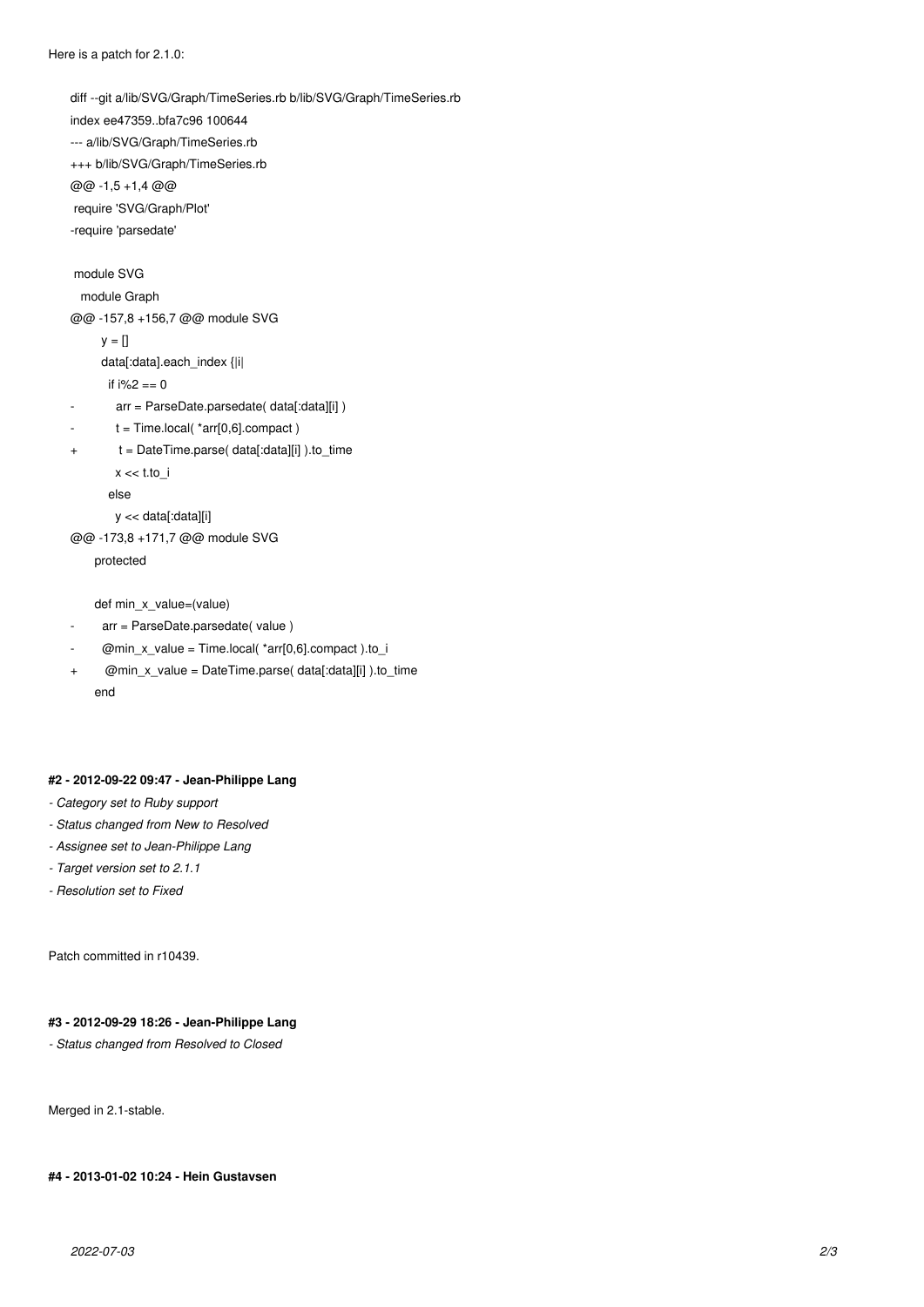Here is a patch for 2.1.0:

```
diff --git a/lib/SVG/Graph/TimeSeries.rb b/lib/SVG/Graph/TimeSeries.rb
index ee47359..bfa7c96 100644
--- a/lib/SVG/Graph/TimeSeries.rb
+++ b/lib/SVG/Graph/TimeSeries.rb
@@ -1,5 +1,4 @@
 require 'SVG/Graph/Plot'
-require 'parsedate'

 module SVG
   module Graph
@@ -157,8 +156,7 @@ module SVG
       y = []
       data[:data].each_index {|i|
         if i%2 == 0
-          arr = ParseDate.parsedate( data[:data][i] )
-          t = Time.local( *arr[0,6].compact )
+          t = DateTime.parse( data[:data][i] ).to_time
           x << t.to_i
         else
           y << data[:data][i]
@@ -173,8 +171,7 @@ module SVG
       protected

       def min_x_value=(value)
-        arr = ParseDate.parsedate( value )
-        @min_x_value = Time.local( *arr[0,6].compact ).to_i
+        @min_x_value = DateTime.parse( data[:data][i] ).to_time
       end
```

#### #2 - 2012-09-22 09:47 - Jean-Philippe Lang

- *Category set to Ruby support*
- *Status changed from New to Resolved*
- *Assignee set to Jean-Philippe Lang*
- *Target version set to 2.1.1*
- *Resolution set to Fixed*

Patch committed in r10439.

#### #3 - 2012-09-29 18:26 - Jean-Philippe Lang

- *Status changed from Resolved to Closed*

Merged in 2.1-stable.

#### #4 - 2013-01-02 10:24 - Hein Gustavsen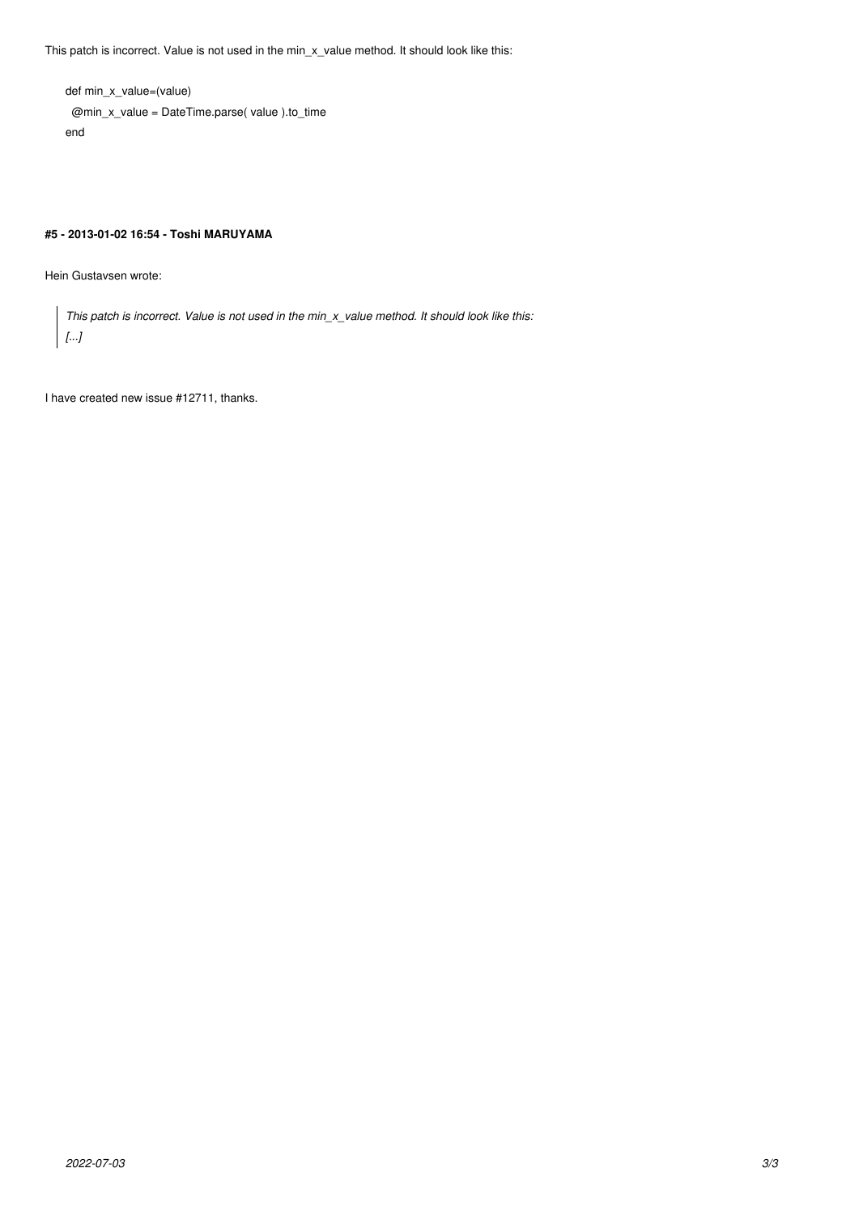This patch is incorrect. Value is not used in the min_x_value method. It should look like this:

```
def min_x_value=(value)
  @min_x_value = DateTime.parse( value ).to_time
end
```

#### #5 - 2013-01-02 16:54 - Toshi MARUYAMA

Hein Gustavsen wrote:

> *This patch is incorrect. Value is not used in the min_x_value method. It should look like this:*
> *[...]*

I have created new issue #12711, thanks.